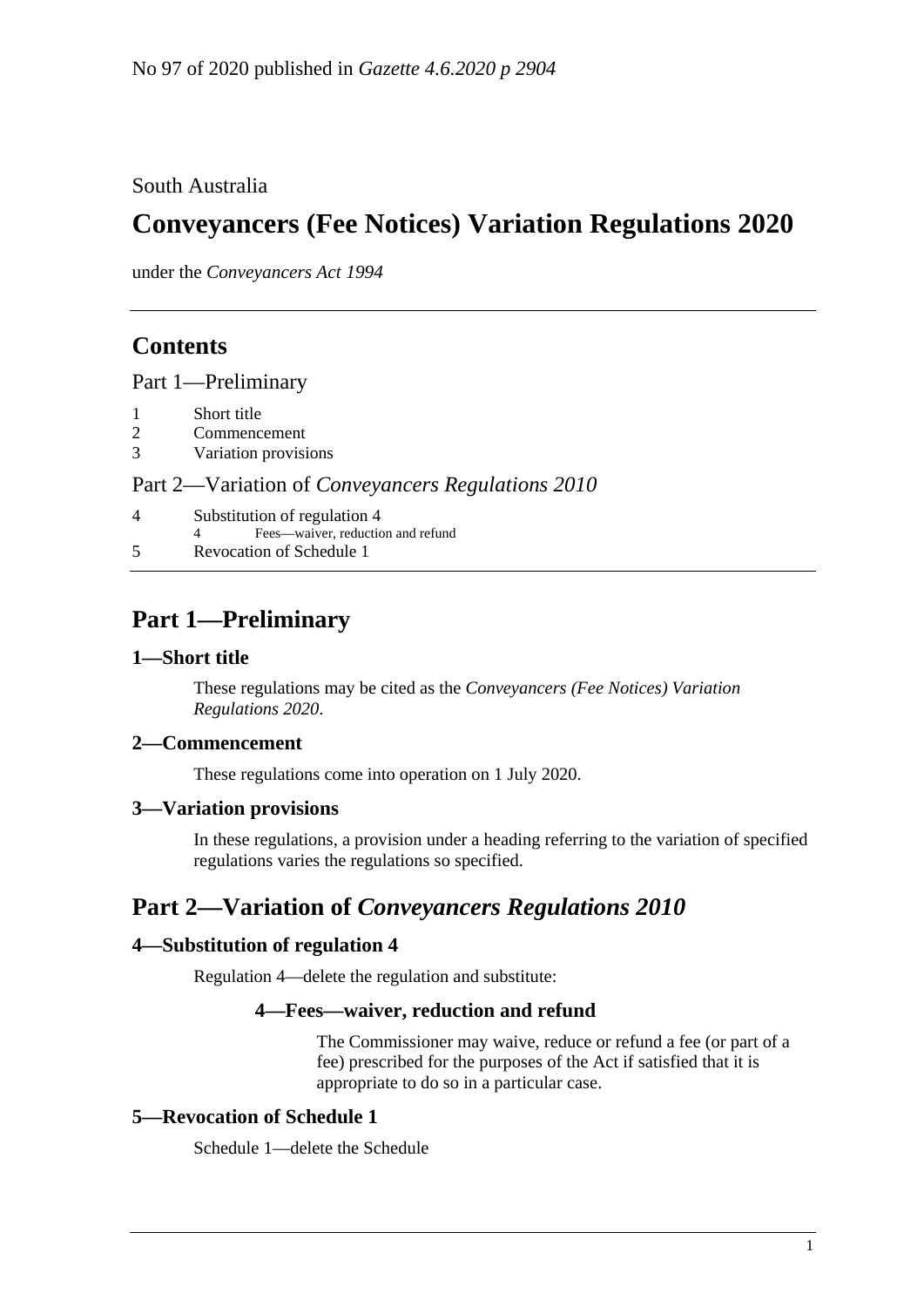No 97 of 2020 published in *Gazette 4.6.2020 p 2904*

South Australia

# Conveyancers (Fee Notices) Variation Regulations 2020

under the *Conveyancers Act 1994*

## Contents

Part 1—Preliminary

1 Short title
2 Commencement
3 Variation provisions

Part 2—Variation of *Conveyancers Regulations 2010*

4 Substitution of regulation 4
    4 Fees—waiver, reduction and refund
5 Revocation of Schedule 1

## Part 1—Preliminary

### 1—Short title

These regulations may be cited as the *Conveyancers (Fee Notices) Variation Regulations 2020*.

### 2—Commencement

These regulations come into operation on 1 July 2020.

### 3—Variation provisions

In these regulations, a provision under a heading referring to the variation of specified regulations varies the regulations so specified.

## Part 2—Variation of *Conveyancers Regulations 2010*

### 4—Substitution of regulation 4

Regulation 4—delete the regulation and substitute:

#### 4—Fees—waiver, reduction and refund

The Commissioner may waive, reduce or refund a fee (or part of a fee) prescribed for the purposes of the Act if satisfied that it is appropriate to do so in a particular case.

### 5—Revocation of Schedule 1

Schedule 1—delete the Schedule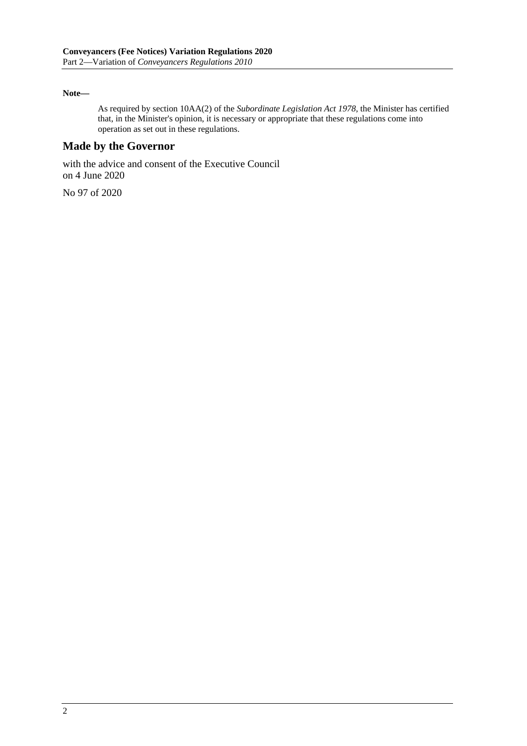**Note—**

As required by section 10AA(2) of the *Subordinate Legislation Act 1978*, the Minister has certified that, in the Minister's opinion, it is necessary or appropriate that these regulations come into operation as set out in these regulations.

## Made by the Governor

with the advice and consent of the Executive Council on 4 June 2020

No 97 of 2020